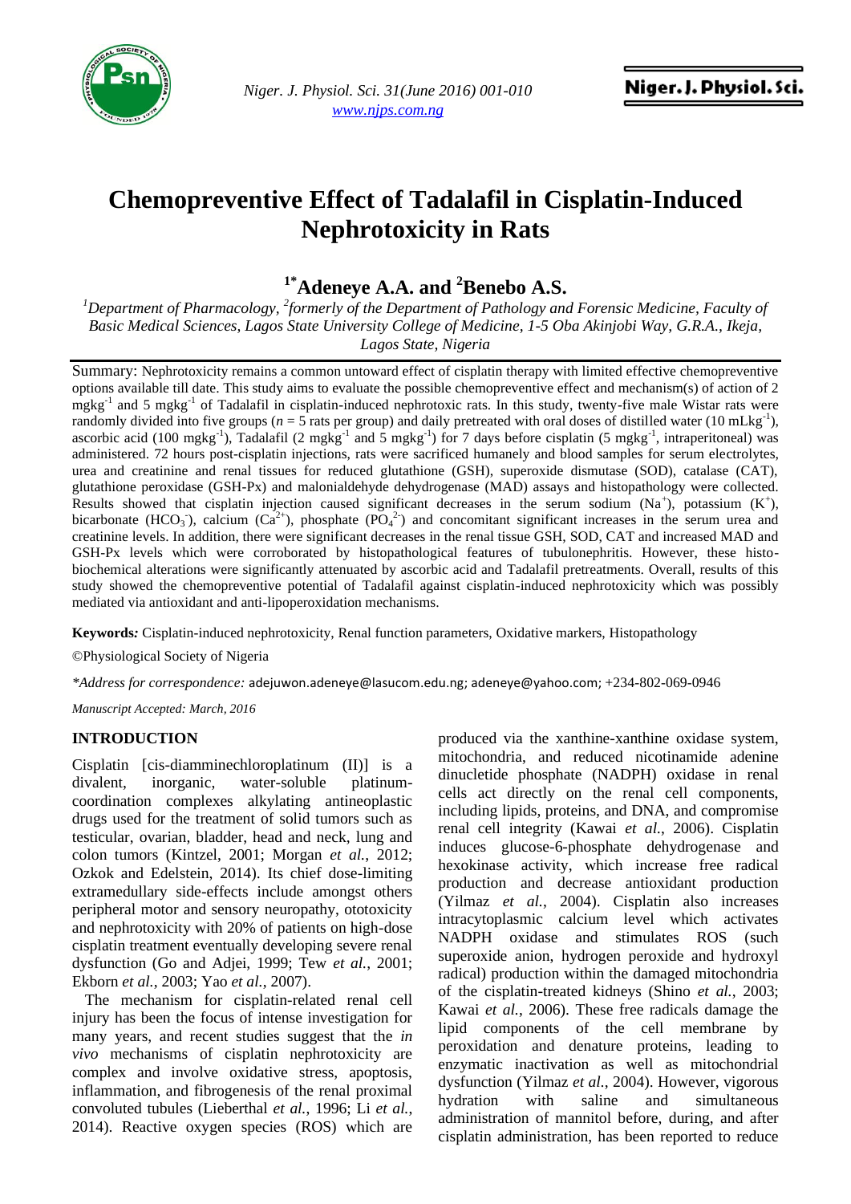# Chemopreventive Effect of Tadalafil in Cisplatin-Induced Nephrotoxicity in Rats

**[1*]Adeneye A.A. and [2]Benebo A.S.**

*[1]Department of Pharmacology, [2]formerly of the Department of Pathology and Forensic Medicine, Faculty of Basic Medical Sciences, Lagos State University College of Medicine, 1-5 Oba Akinjobi Way, G.R.A., Ikeja, Lagos State, Nigeria*

Summary: Nephrotoxicity remains a common untoward effect of cisplatin therapy with limited effective chemopreventive options available till date. This study aims to evaluate the possible chemopreventive effect and mechanism(s) of action of 2 $mgkg^{-1}$ and 5 $mgkg^{-1}$ of Tadalafil in cisplatin-induced nephrotoxic rats. In this study, twenty-five male Wistar rats were randomly divided into five groups ($n = 5$ rats per group) and daily pretreated with oral doses of distilled water (10 $mLkg^{-1}$), ascorbic acid (100 $mgkg^{-1}$), Tadalafil (2 $mgkg^{-1}$ and 5 $mgkg^{-1}$) for 7 days before cisplatin (5 $mgkg^{-1}$, intraperitoneal) was administered. 72 hours post-cisplatin injections, rats were sacrificed humanely and blood samples for serum electrolytes, urea and creatinine and renal tissues for reduced glutathione (GSH), superoxide dismutase (SOD), catalase (CAT), glutathione peroxidase (GSH-Px) and malonialdehyde dehydrogenase (MAD) assays and histopathology were collected. Results showed that cisplatin injection caused significant decreases in the serum sodium ($Na^+$), potassium ($K^+$), bicarbonate ($HCO_3^-$), calcium ($Ca^{2+}$), phosphate ($PO_4^{2-}$) and concomitant significant increases in the serum urea and creatinine levels. In addition, there were significant decreases in the renal tissue GSH, SOD, CAT and increased MAD and GSH-Px levels which were corroborated by histopathological features of tubulonephritis. However, these histo-biochemical alterations were significantly attenuated by ascorbic acid and Tadalafil pretreatments. Overall, results of this study showed the chemopreventive potential of Tadalafil against cisplatin-induced nephrotoxicity which was possibly mediated via antioxidant and anti-lipoperoxidation mechanisms.

**Keywords***:* Cisplatin-induced nephrotoxicity, Renal function parameters, Oxidative markers, Histopathology

©Physiological Society of Nigeria

*\*Address for correspondence:* adejuwon.adeneye@lasucom.edu.ng; adeneye@yahoo.com; +234-802-069-0946

*Manuscript Accepted: March, 2016*

## INTRODUCTION

Cisplatin [cis-diamminechloroplatinum (II)] is a divalent, inorganic, water-soluble platinum-coordination complexes alkylating antineoplastic drugs used for the treatment of solid tumors such as testicular, ovarian, bladder, head and neck, lung and colon tumors (Kintzel, 2001; Morgan *et al.*, 2012; Ozkok and Edelstein, 2014). Its chief dose-limiting extramedullary side-effects include amongst others peripheral motor and sensory neuropathy, ototoxicity and nephrotoxicity with 20% of patients on high-dose cisplatin treatment eventually developing severe renal dysfunction (Go and Adjei, 1999; Tew *et al.*, 2001; Ekborn *et al.*, 2003; Yao *et al.*, 2007).

The mechanism for cisplatin-related renal cell injury has been the focus of intense investigation for many years, and recent studies suggest that the *in vivo* mechanisms of cisplatin nephrotoxicity are complex and involve oxidative stress, apoptosis, inflammation, and fibrogenesis of the renal proximal convoluted tubules (Lieberthal *et al.*, 1996; Li *et al.*, 2014). Reactive oxygen species (ROS) which are produced via the xanthine-xanthine oxidase system, mitochondria, and reduced nicotinamide adenine dinucletide phosphate (NADPH) oxidase in renal cells act directly on the renal cell components, including lipids, proteins, and DNA, and compromise renal cell integrity (Kawai *et al.*, 2006). Cisplatin induces glucose-6-phosphate dehydrogenase and hexokinase activity, which increase free radical production and decrease antioxidant production (Yilmaz *et al.*, 2004). Cisplatin also increases intracytoplasmic calcium level which activates NADPH oxidase and stimulates ROS (such superoxide anion, hydrogen peroxide and hydroxyl radical) production within the damaged mitochondria of the cisplatin-treated kidneys (Shino *et al.*, 2003; Kawai *et al.*, 2006). These free radicals damage the lipid components of the cell membrane by peroxidation and denature proteins, leading to enzymatic inactivation as well as mitochondrial dysfunction (Yilmaz *et al.*, 2004). However, vigorous hydration with saline and simultaneous administration of mannitol before, during, and after cisplatin administration, has been reported to reduce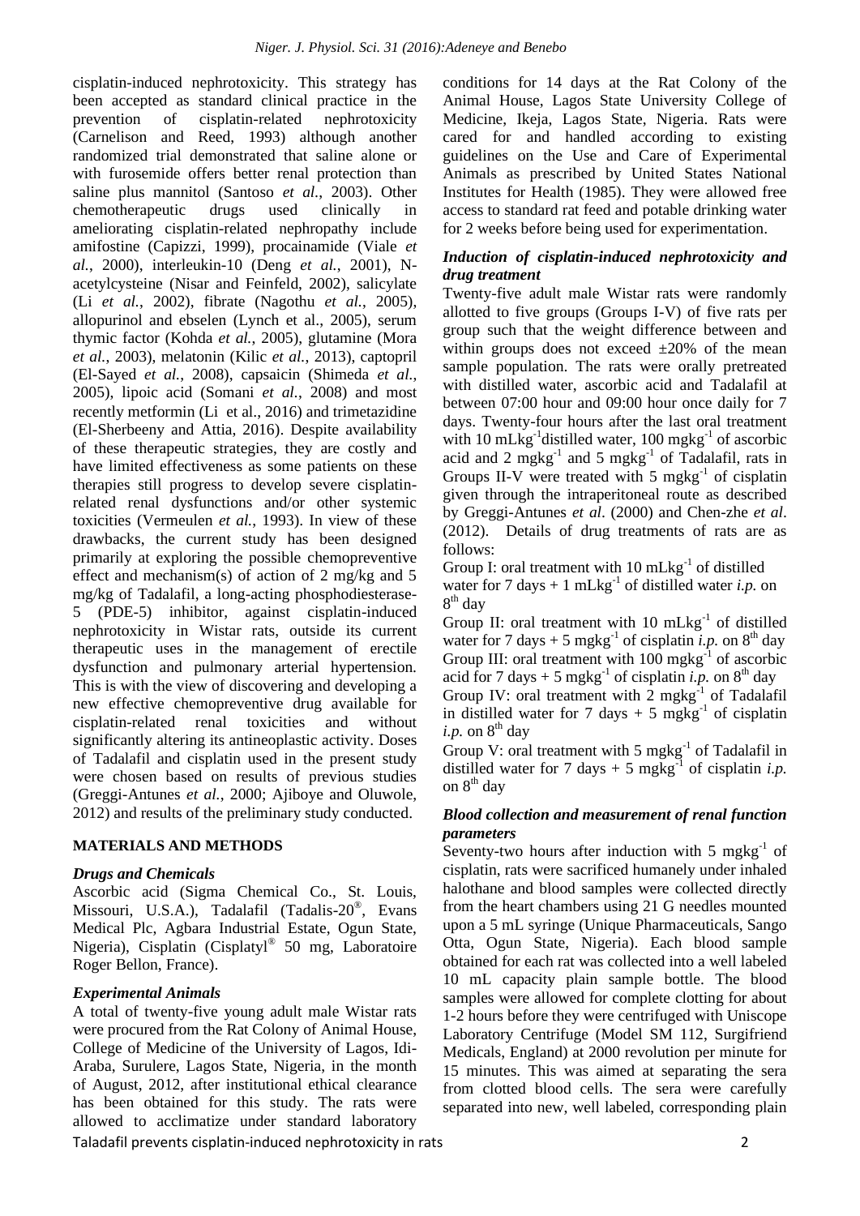cisplatin-induced nephrotoxicity. This strategy has been accepted as standard clinical practice in the prevention of cisplatin-related nephrotoxicity (Carnelison and Reed, 1993) although another randomized trial demonstrated that saline alone or with furosemide offers better renal protection than saline plus mannitol (Santoso *et al.*, 2003). Other chemotherapeutic drugs used clinically in ameliorating cisplatin-related nephropathy include amifostine (Capizzi, 1999), procainamide (Viale *et al.*, 2000), interleukin-10 (Deng *et al.*, 2001), N-acetylcysteine (Nisar and Feinfeld, 2002), salicylate (Li *et al.*, 2002), fibrate (Nagothu *et al.*, 2005), allopurinol and ebselen (Lynch et al., 2005), serum thymic factor (Kohda *et al.*, 2005), glutamine (Mora *et al.*, 2003), melatonin (Kilic *et al.*, 2013), captopril (El-Sayed *et al.*, 2008), capsaicin (Shimeda *et al.*, 2005), lipoic acid (Somani *et al.*, 2008) and most recently metformin (Li et al., 2016) and trimetazidine (El-Sherbeeny and Attia, 2016). Despite availability of these therapeutic strategies, they are costly and have limited effectiveness as some patients on these therapies still progress to develop severe cisplatin-related renal dysfunctions and/or other systemic toxicities (Vermeulen *et al.*, 1993). In view of these drawbacks, the current study has been designed primarily at exploring the possible chemopreventive effect and mechanism(s) of action of 2 mg/kg and 5 mg/kg of Tadalafil, a long-acting phosphodiesterase-5 (PDE-5) inhibitor, against cisplatin-induced nephrotoxicity in Wistar rats, outside its current therapeutic uses in the management of erectile dysfunction and pulmonary arterial hypertension. This is with the view of discovering and developing a new effective chemopreventive drug available for cisplatin-related renal toxicities and without significantly altering its antineoplastic activity. Doses of Tadalafil and cisplatin used in the present study were chosen based on results of previous studies (Greggi-Antunes *et al.*, 2000; Ajiboye and Oluwole, 2012) and results of the preliminary study conducted.

## MATERIALS AND METHODS

### *Drugs and Chemicals*

Ascorbic acid (Sigma Chemical Co., St. Louis, Missouri, U.S.A.), Tadalafil (Tadalis-20®, Evans Medical Plc, Agbara Industrial Estate, Ogun State, Nigeria), Cisplatin (Cisplatyl® 50 mg, Laboratoire Roger Bellon, France).

### *Experimental Animals*

A total of twenty-five young adult male Wistar rats were procured from the Rat Colony of Animal House, College of Medicine of the University of Lagos, Idi-Araba, Surulere, Lagos State, Nigeria, in the month of August, 2012, after institutional ethical clearance has been obtained for this study. The rats were allowed to acclimatize under standard laboratory conditions for 14 days at the Rat Colony of the Animal House, Lagos State University College of Medicine, Ikeja, Lagos State, Nigeria. Rats were cared for and handled according to existing guidelines on the Use and Care of Experimental Animals as prescribed by United States National Institutes for Health (1985). They were allowed free access to standard rat feed and potable drinking water for 2 weeks before being used for experimentation.

### *Induction of cisplatin-induced nephrotoxicity and drug treatment*

Twenty-five adult male Wistar rats were randomly allotted to five groups (Groups I-V) of five rats per group such that the weight difference between and within groups does not exceed ±20% of the mean sample population. The rats were orally pretreated with distilled water, ascorbic acid and Tadalafil at between 07:00 hour and 09:00 hour once daily for 7 days. Twenty-four hours after the last oral treatment with 10 $mLkg^{-1}$distilled water, 100 $mgkg^{-1}$ of ascorbic acid and 2 $mgkg^{-1}$ and 5 $mgkg^{-1}$ of Tadalafil, rats in Groups II-V were treated with 5 $mgkg^{-1}$ of cisplatin given through the intraperitoneal route as described by Greggi-Antunes *et al*. (2000) and Chen-zhe *et al*. (2012). Details of drug treatments of rats are as follows:

Group I: oral treatment with 10 $mLkg^{-1}$ of distilled water for 7 days + 1 $mLkg^{-1}$ of distilled water *i.p.* on $8^{th}$ day

Group II: oral treatment with 10 $mLkg^{-1}$ of distilled water for 7 days + 5 $mgkg^{-1}$ of cisplatin *i.p.* on $8^{th}$ day

Group III: oral treatment with 100 $mgkg^{-1}$ of ascorbic acid for 7 days + 5 $mgkg^{-1}$ of cisplatin *i.p.* on $8^{th}$ day

Group IV: oral treatment with 2 $mgkg^{-1}$ of Tadalafil in distilled water for 7 days + 5 $mgkg^{-1}$ of cisplatin *i.p.* on $8^{th}$ day

Group V: oral treatment with 5 $mgkg^{-1}$ of Tadalafil in distilled water for 7 days + 5 $mgkg^{-1}$ of cisplatin *i.p.* on $8^{th}$ day

### *Blood collection and measurement of renal function parameters*

Seventy-two hours after induction with 5 $mgkg^{-1}$ of cisplatin, rats were sacrificed humanely under inhaled halothane and blood samples were collected directly from the heart chambers using 21 G needles mounted upon a 5 mL syringe (Unique Pharmaceuticals, Sango Otta, Ogun State, Nigeria). Each blood sample obtained for each rat was collected into a well labeled 10 mL capacity plain sample bottle. The blood samples were allowed for complete clotting for about 1-2 hours before they were centrifuged with Uniscope Laboratory Centrifuge (Model SM 112, Surgifriend Medicals, England) at 2000 revolution per minute for 15 minutes. This was aimed at separating the sera from clotted blood cells. The sera were carefully separated into new, well labeled, corresponding plain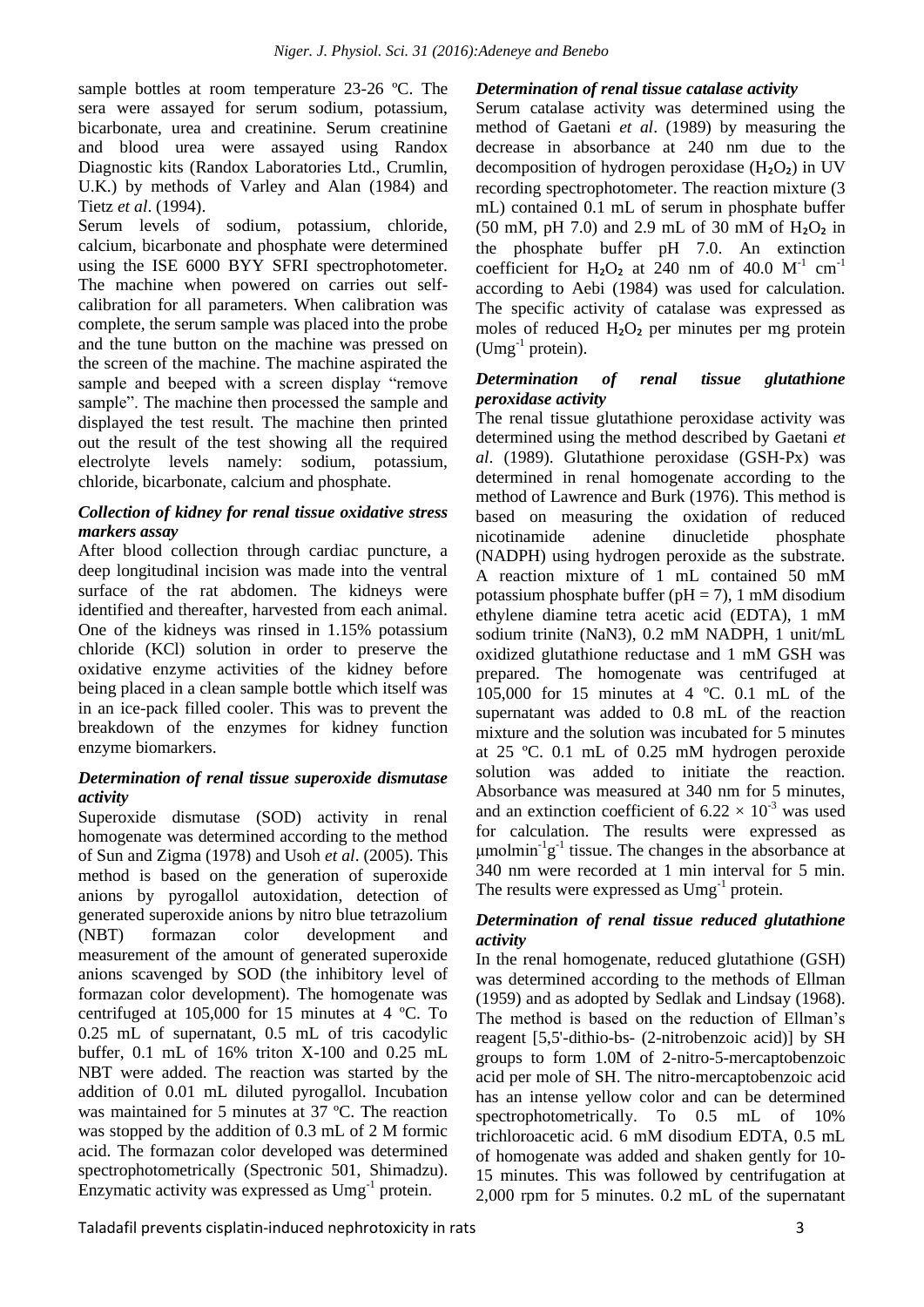sample bottles at room temperature 23-26 ºC. The sera were assayed for serum sodium, potassium, bicarbonate, urea and creatinine. Serum creatinine and blood urea were assayed using Randox Diagnostic kits (Randox Laboratories Ltd., Crumlin, U.K.) by methods of Varley and Alan (1984) and Tietz *et al*. (1994).

Serum levels of sodium, potassium, chloride, calcium, bicarbonate and phosphate were determined using the ISE 6000 BYY SFRI spectrophotometer. The machine when powered on carries out self-calibration for all parameters. When calibration was complete, the serum sample was placed into the probe and the tune button on the machine was pressed on the screen of the machine. The machine aspirated the sample and beeped with a screen display "remove sample". The machine then processed the sample and displayed the test result. The machine then printed out the result of the test showing all the required electrolyte levels namely: sodium, potassium, chloride, bicarbonate, calcium and phosphate.

### *Collection of kidney for renal tissue oxidative stress markers assay*

After blood collection through cardiac puncture, a deep longitudinal incision was made into the ventral surface of the rat abdomen. The kidneys were identified and thereafter, harvested from each animal. One of the kidneys was rinsed in 1.15% potassium chloride (KCl) solution in order to preserve the oxidative enzyme activities of the kidney before being placed in a clean sample bottle which itself was in an ice-pack filled cooler. This was to prevent the breakdown of the enzymes for kidney function enzyme biomarkers.

### *Determination of renal tissue superoxide dismutase activity*

Superoxide dismutase (SOD) activity in renal homogenate was determined according to the method of Sun and Zigma (1978) and Usoh *et al*. (2005). This method is based on the generation of superoxide anions by pyrogallol autoxidation, detection of generated superoxide anions by nitro blue tetrazolium (NBT) formazan color development and measurement of the amount of generated superoxide anions scavenged by SOD (the inhibitory level of formazan color development). The homogenate was centrifuged at 105,000 for 15 minutes at 4 ºC. To 0.25 mL of supernatant, 0.5 mL of tris cacodylic buffer, 0.1 mL of 16% triton X-100 and 0.25 mL NBT were added. The reaction was started by the addition of 0.01 mL diluted pyrogallol. Incubation was maintained for 5 minutes at 37 ºC. The reaction was stopped by the addition of 0.3 mL of 2 M formic acid. The formazan color developed was determined spectrophotometrically (Spectronic 501, Shimadzu). Enzymatic activity was expressed as $Umg^{-1}$ protein.

### *Determination of renal tissue catalase activity*

Serum catalase activity was determined using the method of Gaetani *et al*. (1989) by measuring the decrease in absorbance at 240 nm due to the decomposition of hydrogen peroxidase ($H_2O_2$) in UV recording spectrophotometer. The reaction mixture (3 mL) contained 0.1 mL of serum in phosphate buffer (50 mM, pH 7.0) and 2.9 mL of 30 mM of $H_2O_2$ in the phosphate buffer pH 7.0. An extinction coefficient for $H_2O_2$ at 240 nm of 40.0 $M^{-1}$ $cm^{-1}$ according to Aebi (1984) was used for calculation. The specific activity of catalase was expressed as moles of reduced $H_2O_2$ per minutes per mg protein ($Umg^{-1}$ protein).

### *Determination of renal tissue glutathione peroxidase activity*

The renal tissue glutathione peroxidase activity was determined using the method described by Gaetani *et al*. (1989). Glutathione peroxidase (GSH-Px) was determined in renal homogenate according to the method of Lawrence and Burk (1976). This method is based on measuring the oxidation of reduced nicotinamide adenine dinucletide phosphate (NADPH) using hydrogen peroxide as the substrate. A reaction mixture of 1 mL contained 50 mM potassium phosphate buffer (pH = 7), 1 mM disodium ethylene diamine tetra acetic acid (EDTA), 1 mM sodium trinite ($NaN_3$), 0.2 mM NADPH, 1 unit/mL oxidized glutathione reductase and 1 mM GSH was prepared. The homogenate was centrifuged at 105,000 for 15 minutes at 4 ºC. 0.1 mL of the supernatant was added to 0.8 mL of the reaction mixture and the solution was incubated for 5 minutes at 25 ºC. 0.1 mL of 0.25 mM hydrogen peroxide solution was added to initiate the reaction. Absorbance was measured at 340 nm for 5 minutes, and an extinction coefficient of $6.22 \times 10^{-3}$ was used for calculation. The results were expressed as $\mu molmin^{-1}g^{-1}$ tissue. The changes in the absorbance at 340 nm were recorded at 1 min interval for 5 min. The results were expressed as $Umg^{-1}$ protein.

### *Determination of renal tissue reduced glutathione activity*

In the renal homogenate, reduced glutathione (GSH) was determined according to the methods of Ellman (1959) and as adopted by Sedlak and Lindsay (1968). The method is based on the reduction of Ellman's reagent [5,5'-dithio-bs- (2-nitrobenzoic acid)] by SH groups to form 1.0M of 2-nitro-5-mercaptobenzoic acid per mole of SH. The nitro-mercaptobenzoic acid has an intense yellow color and can be determined spectrophotometrically. To 0.5 mL of 10% trichloroacetic acid. 6 mM disodium EDTA, 0.5 mL of homogenate was added and shaken gently for 10-15 minutes. This was followed by centrifugation at 2,000 rpm for 5 minutes. 0.2 mL of the supernatant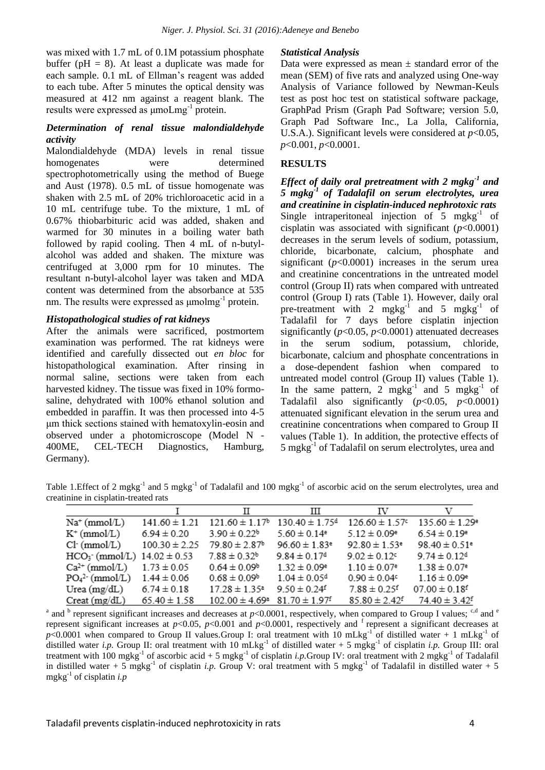was mixed with 1.7 mL of 0.1M potassium phosphate buffer (pH = 8). At least a duplicate was made for each sample. 0.1 mL of Ellman's reagent was added to each tube. After 5 minutes the optical density was measured at 412 nm against a reagent blank. The results were expressed as μmoLmg$^{-1}$ protein.

### *Determination of renal tissue malondialdehyde activity*

Malondialdehyde (MDA) levels in renal tissue homogenates were determined spectrophotometrically using the method of Buege and Aust (1978). 0.5 mL of tissue homogenate was shaken with 2.5 mL of 20% trichloroacetic acid in a 10 mL centrifuge tube. To the mixture, 1 mL of 0.67% thiobarbituric acid was added, shaken and warmed for 30 minutes in a boiling water bath followed by rapid cooling. Then 4 mL of n-butyl-alcohol was added and shaken. The mixture was centrifuged at 3,000 rpm for 10 minutes. The resultant n-butyl-alcohol layer was taken and MDA content was determined from the absorbance at 535 nm. The results were expressed as μmolmg$^{-1}$ protein.

### *Histopathological studies of rat kidneys*

After the animals were sacrificed, postmortem examination was performed. The rat kidneys were identified and carefully dissected out *en bloc* for histopathological examination. After rinsing in normal saline, sections were taken from each harvested kidney. The tissue was fixed in 10% formo-saline, dehydrated with 100% ethanol solution and embedded in paraffin. It was then processed into 4-5 μm thick sections stained with hematoxylin-eosin and observed under a photomicroscope (Model N - 400ME, CEL-TECH Diagnostics, Hamburg, Germany).

### *Statistical Analysis*

Data were expressed as mean ± standard error of the mean (SEM) of five rats and analyzed using One-way Analysis of Variance followed by Newman-Keuls test as post hoc test on statistical software package, GraphPad Prism (Graph Pad Software; version 5.0, Graph Pad Software Inc., La Jolla, California, U.S.A.). Significant levels were considered at $p<0.05$, $p<0.001$, $p<0.0001$.

## RESULTS

### *Effect of daily oral pretreatment with 2 mgkg$^{-1}$ and 5 mgkg$^{-1}$ of Tadalafil on serum electrolytes, urea and creatinine in cisplatin-induced nephrotoxic rats*

Single intraperitoneal injection of 5 mgkg$^{-1}$ of cisplatin was associated with significant ($p<0.0001$) decreases in the serum levels of sodium, potassium, chloride, bicarbonate, calcium, phosphate and significant ($p<0.0001$) increases in the serum urea and creatinine concentrations in the untreated model control (Group II) rats when compared with untreated control (Group I) rats (Table 1). However, daily oral pre-treatment with 2 mgkg$^{-1}$ and 5 mgkg$^{-1}$ of Tadalafil for 7 days before cisplatin injection significantly ($p<0.05$, $p<0.0001$) attenuated decreases in the serum sodium, potassium, chloride, bicarbonate, calcium and phosphate concentrations in a dose-dependent fashion when compared to untreated model control (Group II) values (Table 1). In the same pattern, 2 mgkg$^{-1}$ and 5 mgkg$^{-1}$ of Tadalafil also significantly ($p<0.05$, $p<0.0001$) attenuated significant elevation in the serum urea and creatinine concentrations when compared to Group II values (Table 1). In addition, the protective effects of 5 mgkg$^{-1}$ of Tadalafil on serum electrolytes, urea and

Table 1.Effect of 2 mgkg$^{-1}$ and 5 mgkg$^{-1}$ of Tadalafil and 100 mgkg$^{-1}$ of ascorbic acid on the serum electrolytes, urea and creatinine in cisplatin-treated rats

| | I | II | III | IV | V |
|---|---|---|---|---|---|
| $Na^+$ (mmol/L) | 141.60 ± 1.21 | 121.60 ± 1.17$^b$ | 130.40 ± 1.75$^d$ | 126.60 ± 1.57$^c$ | 135.60 ± 1.29$^e$ |
| $K^+$ (mmol/L) | 6.94 ± 0.20 | 3.90 ± 0.22$^b$ | 5.60 ± 0.14$^e$ | 5.12 ± 0.09$^e$ | 6.54 ± 0.19$^e$ |
| $Cl^-$ (mmol/L) | 100.30 ± 2.25 | 79.80 ± 2.87$^b$ | 96.60 ± 1.83$^e$ | 92.80 ± 1.53$^e$ | 98.40 ± 0.51$^e$ |
| $HCO_3^-$ (mmol/L) | 14.02 ± 0.53 | 7.88 ± 0.32$^b$ | 9.84 ± 0.17$^d$ | 9.02 ± 0.12$^c$ | 9.74 ± 0.12$^d$ |
| $Ca^{2+}$ (mmol/L) | 1.73 ± 0.05 | 0.64 ± 0.09$^b$ | 1.32 ± 0.09$^e$ | 1.10 ± 0.07$^e$ | 1.38 ± 0.07$^e$ |
| $PO_4^{2-}$ (mmol/L) | 1.44 ± 0.06 | 0.68 ± 0.09$^b$ | 1.04 ± 0.05$^d$ | 0.90 ± 0.04$^c$ | 1.16 ± 0.09$^e$ |
| Urea (mg/dL) | 6.74 ± 0.18 | 17.28 ± 1.35$^a$ | 9.50 ± 0.24$^f$ | 7.88 ± 0.25$^f$ | 07.00 ± 0.18$^f$ |
| Creat (mg/dL) | 65.40 ± 1.58 | 102.00 ± 4.69$^a$ | 81.70 ± 1.97$^f$ | 85.80 ± 2.42$^f$ | 74.40 ± 3.42$^f$ |

[a] and [b] represent significant increases and decreases at $p<0.0001$, respectively, when compared to Group I values; [c,d] and [e] represent significant increases at $p<0.05$, $p<0.001$ and $p<0.0001$, respectively and [f] represent a significant decreases at $p<0.0001$ when compared to Group II values.Group I: oral treatment with 10 mLkg$^{-1}$ of distilled water + 1 mLkg$^{-1}$ of distilled water *i.p.* Group II: oral treatment with 10 mLkg$^{-1}$ of distilled water + 5 mgkg$^{-1}$ of cisplatin *i.p.* Group III: oral treatment with 100 mgkg$^{-1}$ of ascorbic acid + 5 mgkg$^{-1}$ of cisplatin *i.p.*Group IV: oral treatment with 2 mgkg$^{-1}$ of Tadalafil in distilled water + 5 mgkg$^{-1}$ of cisplatin *i.p.* Group V: oral treatment with 5 mgkg$^{-1}$ of Tadalafil in distilled water + 5 mgkg$^{-1}$ of cisplatin *i.p*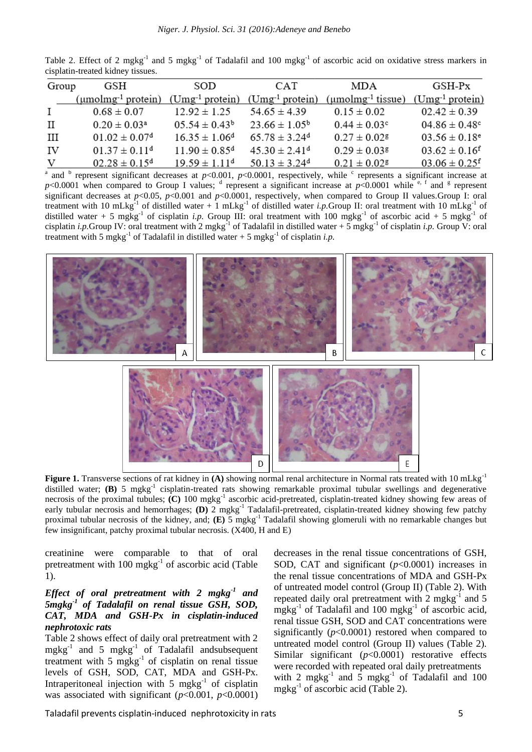Table 2. Effect of 2 mgkg$^{-1}$ and 5 mgkg$^{-1}$ of Tadalafil and 100 mgkg$^{-1}$ of ascorbic acid on oxidative stress markers in cisplatin-treated kidney tissues.

| Group | GSH (μmolmg$^{-1}$ protein) | SOD (Umg$^{-1}$ protein) | CAT (Umg$^{-1}$ protein) | MDA (μmolmg$^{-1}$ tissue) | GSH-Px (Umg$^{-1}$ protein) |
|---|---|---|---|---|---|
| I | 0.68 ± 0.07 | 12.92 ± 1.25 | 54.65 ± 4.39 | 0.15 ± 0.02 | 02.42 ± 0.39 |
| II | 0.20 ± 0.03[a] | 05.54 ± 0.43[b] | 23.66 ± 1.05[b] | 0.44 ± 0.03[c] | 04.86 ± 0.48[c] |
| III | 01.02 ± 0.07[d] | 16.35 ± 1.06[d] | 65.78 ± 3.24[d] | 0.27 ± 0.02[g] | 03.56 ± 0.18[e] |
| IV | 01.37 ± 0.11[d] | 11.90 ± 0.85[d] | 45.30 ± 2.41[d] | 0.29 ± 0.03[g] | 03.62 ± 0.16[f] |
| V | 02.28 ± 0.15[d] | 19.59 ± 1.11[d] | 50.13 ± 3.24[d] | 0.21 ± 0.02[g] | 03.06 ± 0.25[f] |

[a] and [b] represent significant decreases at $p<0.001$, $p<0.0001$, respectively, while [c] represents a significant increase at $p<0.0001$ when compared to Group I values; [d] represent a significant increase at $p<0.0001$ while [e, f] and [g] represent significant decreases at $p<0.05$, $p<0.001$ and $p<0.0001$, respectively, when compared to Group II values.Group I: oral treatment with 10 mLkg$^{-1}$ of distilled water + 1 mLkg$^{-1}$ of distilled water *i.p.*Group II: oral treatment with 10 mLkg$^{-1}$ of distilled water + 5 mgkg$^{-1}$ of cisplatin *i.p.* Group III: oral treatment with 100 mgkg$^{-1}$ of ascorbic acid + 5 mgkg$^{-1}$ of cisplatin *i.p.*Group IV: oral treatment with 2 mgkg$^{-1}$ of Tadalafil in distilled water + 5 mgkg$^{-1}$ of cisplatin *i.p.* Group V: oral treatment with 5 mgkg$^{-1}$ of Tadalafil in distilled water + 5 mgkg$^{-1}$ of cisplatin *i.p.*

**Figure 1.** Transverse sections of rat kidney in **(A)** showing normal renal architecture in Normal rats treated with 10 mLkg$^{-1}$ distilled water; **(B)** 5 mgkg$^{-1}$ cisplatin-treated rats showing remarkable proximal tubular swellings and degenerative necrosis of the proximal tubules; **(C)** 100 mgkg$^{-1}$ ascorbic acid-pretreated, cisplatin-treated kidney showing few areas of early tubular necrosis and hemorrhages; **(D)** 2 mgkg$^{-1}$ Tadalafil-pretreated, cisplatin-treated kidney showing few patchy proximal tubular necrosis of the kidney, and; **(E)** 5 mgkg$^{-1}$ Tadalafil showing glomeruli with no remarkable changes but few insignificant, patchy proximal tubular necrosis. (X400, H and E)

creatinine were comparable to that of oral pretreatment with 100 mgkg$^{-1}$ of ascorbic acid (Table 1).

### *Effect of oral pretreatment with 2 mgkg$^{-1}$ and 5mgkg$^{-1}$ of Tadalafil on renal tissue GSH, SOD, CAT, MDA and GSH-Px in cisplatin-induced nephrotoxic rats*

Table 2 shows effect of daily oral pretreatment with 2 mgkg$^{-1}$ and 5 mgkg$^{-1}$ of Tadalafil andsubsequent treatment with 5 mgkg$^{-1}$ of cisplatin on renal tissue levels of GSH, SOD, CAT, MDA and GSH-Px. Intraperitoneal injection with 5 mgkg$^{-1}$ of cisplatin was associated with significant ($p<0.001$, $p<0.0001$) decreases in the renal tissue concentrations of GSH, SOD, CAT and significant ($p<0.0001$) increases in the renal tissue concentrations of MDA and GSH-Px of untreated model control (Group II) (Table 2). With repeated daily oral pretreatment with 2 mgkg$^{-1}$ and 5 mgkg$^{-1}$ of Tadalafil and 100 mgkg$^{-1}$ of ascorbic acid, renal tissue GSH, SOD and CAT concentrations were significantly ($p<0.0001$) restored when compared to untreated model control (Group II) values (Table 2). Similar significant ($p<0.0001$) restorative effects were recorded with repeated oral daily pretreatments with 2 mgkg$^{-1}$ and 5 mgkg$^{-1}$ of Tadalafil and 100 mgkg$^{-1}$ of ascorbic acid (Table 2).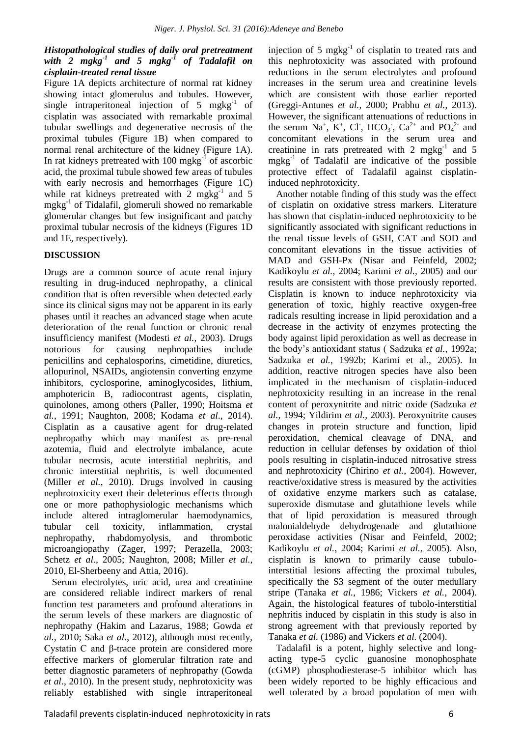### *Histopathological studies of daily oral pretreatment with 2 mgkg$^{-1}$ and 5 mgkg$^{-1}$ of Tadalafil on cisplatin-treated renal tissue*

Figure 1A depicts architecture of normal rat kidney showing intact glomerulus and tubules. However, single intraperitoneal injection of 5 mgkg$^{-1}$ of cisplatin was associated with remarkable proximal tubular swellings and degenerative necrosis of the proximal tubules (Figure 1B) when compared to normal renal architecture of the kidney (Figure 1A). In rat kidneys pretreated with 100 mgkg$^{-1}$ of ascorbic acid, the proximal tubule showed few areas of tubules with early necrosis and hemorrhages (Figure 1C) while rat kidneys pretreated with 2 mgkg$^{-1}$ and 5 mgkg$^{-1}$ of Tidalafil, glomeruli showed no remarkable glomerular changes but few insignificant and patchy proximal tubular necrosis of the kidneys (Figures 1D and 1E, respectively).

## DISCUSSION

Drugs are a common source of acute renal injury resulting in drug-induced nephropathy, a clinical condition that is often reversible when detected early since its clinical signs may not be apparent in its early phases until it reaches an advanced stage when acute deterioration of the renal function or chronic renal insufficiency manifest (Modesti *et al.*, 2003). Drugs notorious for causing nephropathies include penicillins and cephalosporins, cimetidine, diuretics, allopurinol, NSAIDs, angiotensin converting enzyme inhibitors, cyclosporine, aminoglycosides, lithium, amphotericin B, radiocontrast agents, cisplatin, quinolones, among others (Paller, 1990; Hoitsma *et al.*, 1991; Naughton, 2008; Kodama *et al*., 2014). Cisplatin as a causative agent for drug-related nephropathy which may manifest as pre-renal azotemia, fluid and electrolyte imbalance, acute tubular necrosis, acute interstitial nephritis, and chronic interstitial nephritis, is well documented (Miller *et al.*, 2010). Drugs involved in causing nephrotoxicity exert their deleterious effects through one or more pathophysiologic mechanisms which include altered intraglomerular haemodynamics, tubular cell toxicity, inflammation, crystal nephropathy, rhabdomyolysis, and thrombotic microangiopathy (Zager, 1997; Perazella, 2003; Schetz *et al.*, 2005; Naughton, 2008; Miller *et al.*, 2010, El-Sherbeeny and Attia, 2016).

Serum electrolytes, uric acid, urea and creatinine are considered reliable indirect markers of renal function test parameters and profound alterations in the serum levels of these markers are diagnostic of nephropathy (Hakim and Lazarus, 1988; Gowda *et al.*, 2010; Saka *et al.*, 2012), although most recently, Cystatin C and β-trace protein are considered more effective markers of glomerular filtration rate and better diagnostic parameters of nephropathy (Gowda *et al.*, 2010). In the present study, nephrotoxicity was reliably established with single intraperitoneal injection of 5 mgkg$^{-1}$ of cisplatin to treated rats and this nephrotoxicity was associated with profound reductions in the serum electrolytes and profound increases in the serum urea and creatinine levels which are consistent with those earlier reported (Greggi-Antunes *et al.*, 2000; Prabhu *et al.*, 2013). However, the significant attenuations of reductions in the serum $Na^{+}$, $K^{+}$, $Cl^{-}$, $HCO_3^{-}$, $Ca^{2+}$ and $PO_4^{2-}$ and concomitant elevations in the serum urea and creatinine in rats pretreated with 2 mgkg$^{-1}$ and 5 mgkg$^{-1}$ of Tadalafil are indicative of the possible protective effect of Tadalafil against cisplatin-induced nephrotoxicity.

Another notable finding of this study was the effect of cisplatin on oxidative stress markers. Literature has shown that cisplatin-induced nephrotoxicity to be significantly associated with significant reductions in the renal tissue levels of GSH, CAT and SOD and concomitant elevations in the tissue activities of MAD and GSH-Px (Nisar and Feinfeld, 2002; Kadikoylu *et al.*, 2004; Karimi *et al.*, 2005) and our results are consistent with those previously reported. Cisplatin is known to induce nephrotoxicity via generation of toxic, highly reactive oxygen-free radicals resulting increase in lipid peroxidation and a decrease in the activity of enzymes protecting the body against lipid peroxidation as well as decrease in the body's antioxidant status ( Sadzuka *et al.*, 1992a; Sadzuka *et al.*, 1992b; Karimi et al., 2005). In addition, reactive nitrogen species have also been implicated in the mechanism of cisplatin-induced nephrotoxicity resulting in an increase in the renal content of peroxynitrite and nitric oxide (Sadzuka *et al.*, 1994; Yildirim *et al.*, 2003). Peroxynitrite causes changes in protein structure and function, lipid peroxidation, chemical cleavage of DNA, and reduction in cellular defenses by oxidation of thiol pools resulting in cisplatin-induced nitrosative stress and nephrotoxicity (Chirino *et al.*, 2004). However, reactive/oxidative stress is measured by the activities of oxidative enzyme markers such as catalase, superoxide dismutase and glutathione levels while that of lipid peroxidation is measured through malonialdehyde dehydrogenade and glutathione peroxidase activities (Nisar and Feinfeld, 2002; Kadikoylu *et al.*, 2004; Karimi *et al.*, 2005). Also, cisplatin is known to primarily cause tubulo-interstitial lesions affecting the proximal tubules, specifically the S3 segment of the outer medullary stripe (Tanaka *et al.*, 1986; Vickers *et al.*, 2004). Again, the histological features of tubolo-interstitial nephritis induced by cisplatin in this study is also in strong agreement with that previously reported by Tanaka *et al.* (1986) and Vickers *et al.* (2004).

Tadalafil is a potent, highly selective and long-acting type-5 cyclic guanosine monophosphate (cGMP) phosphodiesterase-5 inhibitor which has been widely reported to be highly efficacious and well tolerated by a broad population of men with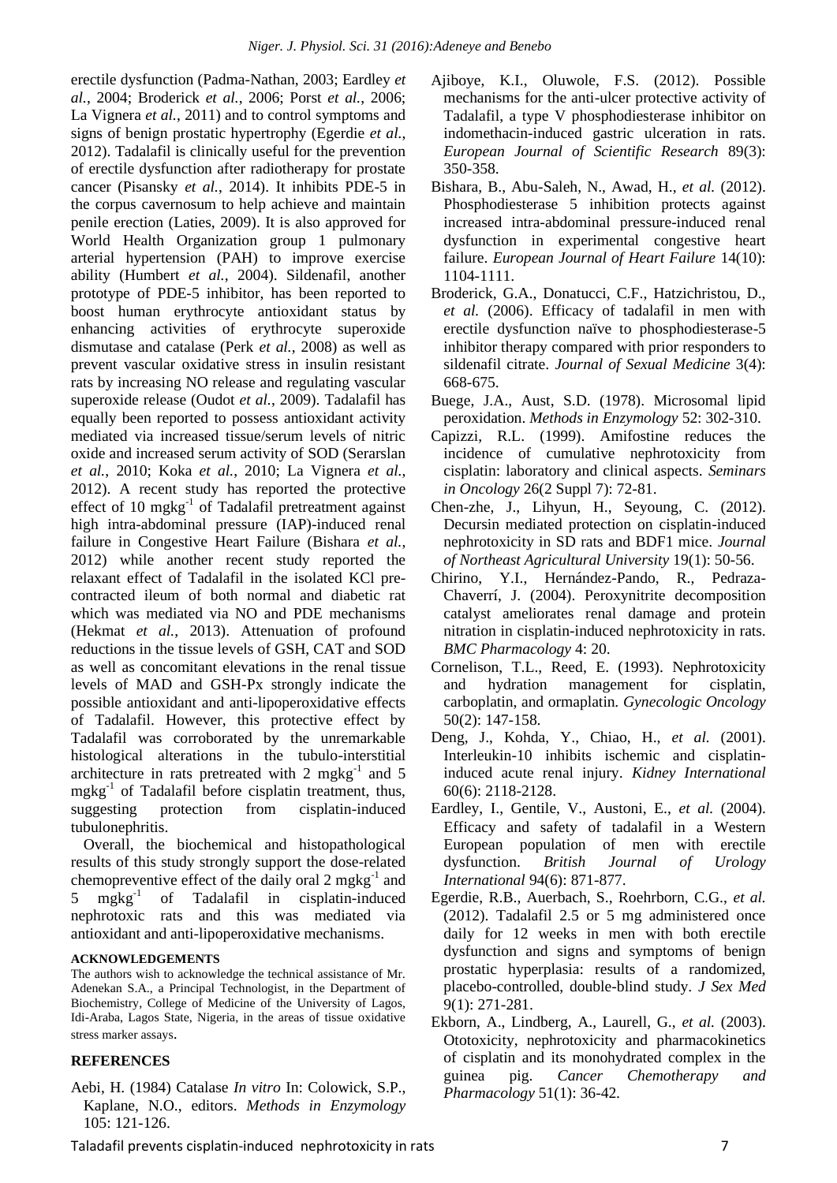erectile dysfunction (Padma-Nathan, 2003; Eardley *et al.*, 2004; Broderick *et al.*, 2006; Porst *et al.*, 2006; La Vignera *et al.*, 2011) and to control symptoms and signs of benign prostatic hypertrophy (Egerdie *et al.*, 2012). Tadalafil is clinically useful for the prevention of erectile dysfunction after radiotherapy for prostate cancer (Pisansky *et al.*, 2014). It inhibits PDE-5 in the corpus cavernosum to help achieve and maintain penile erection (Laties, 2009). It is also approved for World Health Organization group 1 pulmonary arterial hypertension (PAH) to improve exercise ability (Humbert *et al.*, 2004). Sildenafil, another prototype of PDE-5 inhibitor, has been reported to boost human erythrocyte antioxidant status by enhancing activities of erythrocyte superoxide dismutase and catalase (Perk *et al.*, 2008) as well as prevent vascular oxidative stress in insulin resistant rats by increasing NO release and regulating vascular superoxide release (Oudot *et al.*, 2009). Tadalafil has equally been reported to possess antioxidant activity mediated via increased tissue/serum levels of nitric oxide and increased serum activity of SOD (Serarslan *et al.*, 2010; Koka *et al.*, 2010; La Vignera *et al.*, 2012). A recent study has reported the protective effect of 10 $mgkg^{-1}$ of Tadalafil pretreatment against high intra-abdominal pressure (IAP)-induced renal failure in Congestive Heart Failure (Bishara *et al.*, 2012) while another recent study reported the relaxant effect of Tadalafil in the isolated KCl pre-contracted ileum of both normal and diabetic rat which was mediated via NO and PDE mechanisms (Hekmat *et al.*, 2013). Attenuation of profound reductions in the tissue levels of GSH, CAT and SOD as well as concomitant elevations in the renal tissue levels of MAD and GSH-Px strongly indicate the possible antioxidant and anti-lipoperoxidative effects of Tadalafil. However, this protective effect by Tadalafil was corroborated by the unremarkable histological alterations in the tubulo-interstitial architecture in rats pretreated with 2 $mgkg^{-1}$ and 5 $mgkg^{-1}$ of Tadalafil before cisplatin treatment, thus, suggesting protection from cisplatin-induced tubulonephritis.

Overall, the biochemical and histopathological results of this study strongly support the dose-related chemopreventive effect of the daily oral 2 $mgkg^{-1}$ and 5 $mgkg^{-1}$ of Tadalafil in cisplatin-induced nephrotoxic rats and this was mediated via antioxidant and anti-lipoperoxidative mechanisms.

## ACKNOWLEDGEMENTS

The authors wish to acknowledge the technical assistance of Mr. Adenekan S.A., a Principal Technologist, in the Department of Biochemistry, College of Medicine of the University of Lagos, Idi-Araba, Lagos State, Nigeria, in the areas of tissue oxidative stress marker assays.

## REFERENCES

Aebi, H. (1984) Catalase *In vitro* In: Colowick, S.P., Kaplane, N.O., editors. *Methods in Enzymology* 105: 121-126.

Ajiboye, K.I., Oluwole, F.S. (2012). Possible mechanisms for the anti-ulcer protective activity of Tadalafil, a type V phosphodiesterase inhibitor on indomethacin-induced gastric ulceration in rats. *European Journal of Scientific Research* 89(3): 350-358.

Bishara, B., Abu-Saleh, N., Awad, H., *et al.* (2012). Phosphodiesterase 5 inhibition protects against increased intra-abdominal pressure-induced renal dysfunction in experimental congestive heart failure. *European Journal of Heart Failure* 14(10): 1104-1111.

Broderick, G.A., Donatucci, C.F., Hatzichristou, D., *et al.* (2006). Efficacy of tadalafil in men with erectile dysfunction naïve to phosphodiesterase-5 inhibitor therapy compared with prior responders to sildenafil citrate. *Journal of Sexual Medicine* 3(4): 668-675.

Buege, J.A., Aust, S.D. (1978). Microsomal lipid peroxidation. *Methods in Enzymology* 52: 302-310.

Capizzi, R.L. (1999). Amifostine reduces the incidence of cumulative nephrotoxicity from cisplatin: laboratory and clinical aspects. *Seminars in Oncology* 26(2 Suppl 7): 72-81.

Chen-zhe, J., Lihyun, H., Seyoung, C. (2012). Decursin mediated protection on cisplatin-induced nephrotoxicity in SD rats and BDF1 mice. *Journal of Northeast Agricultural University* 19(1): 50-56.

Chirino, Y.I., Hernández-Pando, R., Pedraza-Chaverrí, J. (2004). Peroxynitrite decomposition catalyst ameliorates renal damage and protein nitration in cisplatin-induced nephrotoxicity in rats. *BMC Pharmacology* 4: 20.

Cornelison, T.L., Reed, E. (1993). Nephrotoxicity and hydration management for cisplatin, carboplatin, and ormaplatin. *Gynecologic Oncology* 50(2): 147-158.

Deng, J., Kohda, Y., Chiao, H., *et al.* (2001). Interleukin-10 inhibits ischemic and cisplatin-induced acute renal injury. *Kidney International* 60(6): 2118-2128.

Eardley, I., Gentile, V., Austoni, E., *et al.* (2004). Efficacy and safety of tadalafil in a Western European population of men with erectile dysfunction. *British Journal of Urology International* 94(6): 871-877.

Egerdie, R.B., Auerbach, S., Roehrborn, C.G., *et al.* (2012). Tadalafil 2.5 or 5 mg administered once daily for 12 weeks in men with both erectile dysfunction and signs and symptoms of benign prostatic hyperplasia: results of a randomized, placebo-controlled, double-blind study. *J Sex Med* 9(1): 271-281.

Ekborn, A., Lindberg, A., Laurell, G., *et al.* (2003). Ototoxicity, nephrotoxicity and pharmacokinetics of cisplatin and its monohydrated complex in the guinea pig. *Cancer Chemotherapy and Pharmacology* 51(1): 36-42.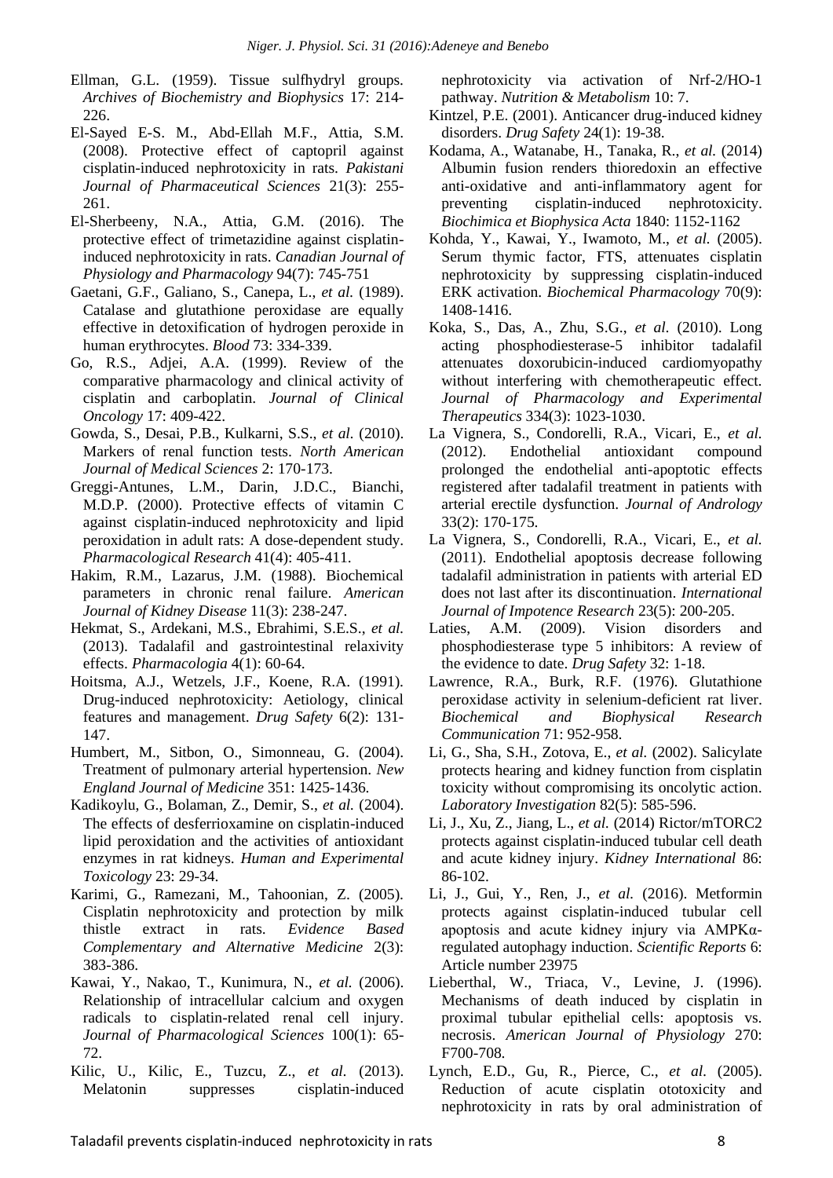Ellman, G.L. (1959). Tissue sulfhydryl groups. *Archives of Biochemistry and Biophysics* 17: 214-226.

El-Sayed E-S. M., Abd-Ellah M.F., Attia, S.M. (2008). Protective effect of captopril against cisplatin-induced nephrotoxicity in rats. *Pakistani Journal of Pharmaceutical Sciences* 21(3): 255-261.

El-Sherbeeny, N.A., Attia, G.M. (2016). The protective effect of trimetazidine against cisplatin-induced nephrotoxicity in rats. *Canadian Journal of Physiology and Pharmacology* 94(7): 745-751

Gaetani, G.F., Galiano, S., Canepa, L., *et al.* (1989). Catalase and glutathione peroxidase are equally effective in detoxification of hydrogen peroxide in human erythrocytes. *Blood* 73: 334-339.

Go, R.S., Adjei, A.A. (1999). Review of the comparative pharmacology and clinical activity of cisplatin and carboplatin. *Journal of Clinical Oncology* 17: 409-422.

Gowda, S., Desai, P.B., Kulkarni, S.S., *et al.* (2010). Markers of renal function tests. *North American Journal of Medical Sciences* 2: 170-173.

Greggi-Antunes, L.M., Darin, J.D.C., Bianchi, M.D.P. (2000). Protective effects of vitamin C against cisplatin-induced nephrotoxicity and lipid peroxidation in adult rats: A dose-dependent study. *Pharmacological Research* 41(4): 405-411.

Hakim, R.M., Lazarus, J.M. (1988). Biochemical parameters in chronic renal failure. *American Journal of Kidney Disease* 11(3): 238-247.

Hekmat, S., Ardekani, M.S., Ebrahimi, S.E.S., *et al.* (2013). Tadalafil and gastrointestinal relaxivity effects. *Pharmacologia* 4(1): 60-64.

Hoitsma, A.J., Wetzels, J.F., Koene, R.A. (1991). Drug-induced nephrotoxicity: Aetiology, clinical features and management. *Drug Safety* 6(2): 131-147.

Humbert, M., Sitbon, O., Simonneau, G. (2004). Treatment of pulmonary arterial hypertension. *New England Journal of Medicine* 351: 1425-1436.

Kadikoylu, G., Bolaman, Z., Demir, S., *et al.* (2004). The effects of desferrioxamine on cisplatin-induced lipid peroxidation and the activities of antioxidant enzymes in rat kidneys. *Human and Experimental Toxicology* 23: 29-34.

Karimi, G., Ramezani, M., Tahoonian, Z. (2005). Cisplatin nephrotoxicity and protection by milk thistle extract in rats. *Evidence Based Complementary and Alternative Medicine* 2(3): 383-386.

Kawai, Y., Nakao, T., Kunimura, N., *et al.* (2006). Relationship of intracellular calcium and oxygen radicals to cisplatin-related renal cell injury. *Journal of Pharmacological Sciences* 100(1): 65-72.

Kilic, U., Kilic, E., Tuzcu, Z., *et al.* (2013). Melatonin suppresses cisplatin-induced nephrotoxicity via activation of Nrf-2/HO-1 pathway. *Nutrition & Metabolism* 10: 7.

Kintzel, P.E. (2001). Anticancer drug-induced kidney disorders. *Drug Safety* 24(1): 19-38.

Kodama, A., Watanabe, H., Tanaka, R., *et al.* (2014) Albumin fusion renders thioredoxin an effective anti-oxidative and anti-inflammatory agent for preventing cisplatin-induced nephrotoxicity. *Biochimica et Biophysica Acta* 1840: 1152-1162

Kohda, Y., Kawai, Y., Iwamoto, M., *et al.* (2005). Serum thymic factor, FTS, attenuates cisplatin nephrotoxicity by suppressing cisplatin-induced ERK activation. *Biochemical Pharmacology* 70(9): 1408-1416.

Koka, S., Das, A., Zhu, S.G., *et al*. (2010). Long acting phosphodiesterase-5 inhibitor tadalafil attenuates doxorubicin-induced cardiomyopathy without interfering with chemotherapeutic effect. *Journal of Pharmacology and Experimental Therapeutics* 334(3): 1023-1030.

La Vignera, S., Condorelli, R.A., Vicari, E., *et al.* (2012). Endothelial antioxidant compound prolonged the endothelial anti-apoptotic effects registered after tadalafil treatment in patients with arterial erectile dysfunction. *Journal of Andrology* 33(2): 170-175.

La Vignera, S., Condorelli, R.A., Vicari, E., *et al.* (2011). Endothelial apoptosis decrease following tadalafil administration in patients with arterial ED does not last after its discontinuation. *International Journal of Impotence Research* 23(5): 200-205.

Laties, A.M. (2009). Vision disorders and phosphodiesterase type 5 inhibitors: A review of the evidence to date. *Drug Safety* 32: 1-18.

Lawrence, R.A., Burk, R.F. (1976). Glutathione peroxidase activity in selenium-deficient rat liver. *Biochemical and Biophysical Research Communication* 71: 952-958.

Li, G., Sha, S.H., Zotova, E., *et al.* (2002). Salicylate protects hearing and kidney function from cisplatin toxicity without compromising its oncolytic action. *Laboratory Investigation* 82(5): 585-596.

Li, J., Xu, Z., Jiang, L., *et al.* (2014) Rictor/mTORC2 protects against cisplatin-induced tubular cell death and acute kidney injury. *Kidney International* 86: 86-102.

Li, J., Gui, Y., Ren, J., *et al.* (2016). Metformin protects against cisplatin-induced tubular cell apoptosis and acute kidney injury via AMPKα-regulated autophagy induction. *Scientific Reports* 6: Article number 23975

Lieberthal, W., Triaca, V., Levine, J. (1996). Mechanisms of death induced by cisplatin in proximal tubular epithelial cells: apoptosis vs. necrosis. *American Journal of Physiology* 270: F700-708.

Lynch, E.D., Gu, R., Pierce, C., *et al.* (2005). Reduction of acute cisplatin ototoxicity and nephrotoxicity in rats by oral administration of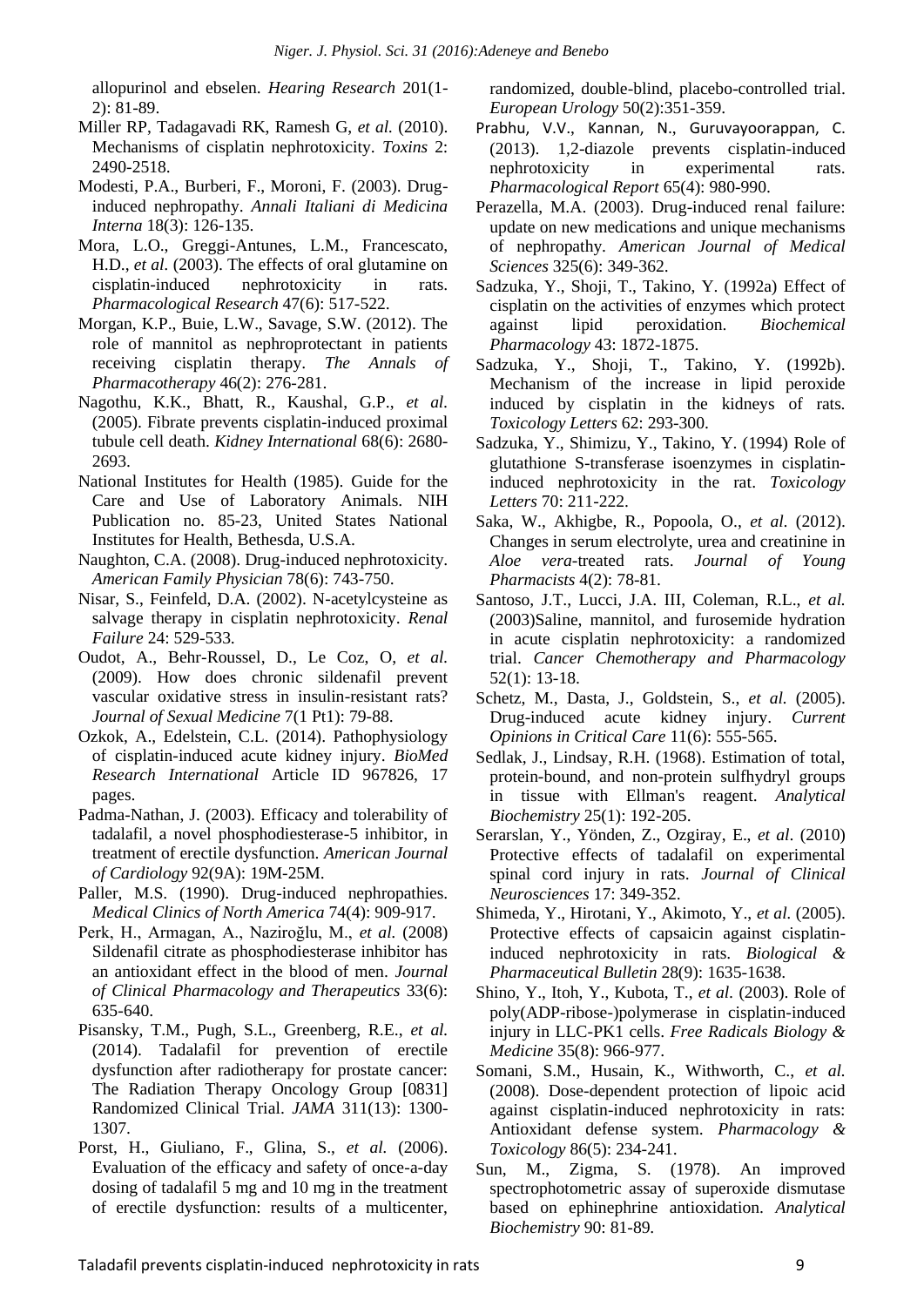allopurinol and ebselen. *Hearing Research* 201(1-2): 81-89.

Miller RP, Tadagavadi RK, Ramesh G, *et al.* (2010). Mechanisms of cisplatin nephrotoxicity. *Toxins* 2: 2490-2518.

Modesti, P.A., Burberi, F., Moroni, F. (2003). Drug-induced nephropathy. *Annali Italiani di Medicina Interna* 18(3): 126-135.

Mora, L.O., Greggi-Antunes, L.M., Francescato, H.D., *et al*. (2003). The effects of oral glutamine on cisplatin-induced nephrotoxicity in rats. *Pharmacological Research* 47(6): 517-522.

Morgan, K.P., Buie, L.W., Savage, S.W. (2012). The role of mannitol as nephroprotectant in patients receiving cisplatin therapy. *The Annals of Pharmacotherapy* 46(2): 276-281.

Nagothu, K.K., Bhatt, R., Kaushal, G.P., *et al*. (2005). Fibrate prevents cisplatin-induced proximal tubule cell death. *Kidney International* 68(6): 2680-2693.

National Institutes for Health (1985). Guide for the Care and Use of Laboratory Animals. NIH Publication no. 85-23, United States National Institutes for Health, Bethesda, U.S.A.

Naughton, C.A. (2008). Drug-induced nephrotoxicity. *American Family Physician* 78(6): 743-750.

Nisar, S., Feinfeld, D.A. (2002). N-acetylcysteine as salvage therapy in cisplatin nephrotoxicity. *Renal Failure* 24: 529-533.

Oudot, A., Behr-Roussel, D., Le Coz, O, *et al.* (2009). How does chronic sildenafil prevent vascular oxidative stress in insulin-resistant rats? *Journal of Sexual Medicine* 7(1 Pt1): 79-88.

Ozkok, A., Edelstein, C.L. (2014). Pathophysiology of cisplatin-induced acute kidney injury. *BioMed Research International* Article ID 967826, 17 pages.

Padma-Nathan, J. (2003). Efficacy and tolerability of tadalafil, a novel phosphodiesterase-5 inhibitor, in treatment of erectile dysfunction. *American Journal of Cardiology* 92(9A): 19M-25M.

Paller, M.S. (1990). Drug-induced nephropathies. *Medical Clinics of North America* 74(4): 909-917.

Perk, H., Armagan, A., Naziroğlu, M., *et al.* (2008) Sildenafil citrate as phosphodiesterase inhibitor has an antioxidant effect in the blood of men. *Journal of Clinical Pharmacology and Therapeutics* 33(6): 635-640.

Pisansky, T.M., Pugh, S.L., Greenberg, R.E., *et al.* (2014). Tadalafil for prevention of erectile dysfunction after radiotherapy for prostate cancer: The Radiation Therapy Oncology Group [0831] Randomized Clinical Trial. *JAMA* 311(13): 1300-1307.

Porst, H., Giuliano, F., Glina, S., *et al.* (2006). Evaluation of the efficacy and safety of once-a-day dosing of tadalafil 5 mg and 10 mg in the treatment of erectile dysfunction: results of a multicenter, randomized, double-blind, placebo-controlled trial. *European Urology* 50(2):351-359.

Prabhu, V.V., Kannan, N., Guruvayoorappan, C. (2013). 1,2-diazole prevents cisplatin-induced nephrotoxicity in experimental rats. *Pharmacological Report* 65(4): 980-990.

Perazella, M.A. (2003). Drug-induced renal failure: update on new medications and unique mechanisms of nephropathy. *American Journal of Medical Sciences* 325(6): 349-362.

Sadzuka, Y., Shoji, T., Takino, Y. (1992a) Effect of cisplatin on the activities of enzymes which protect against lipid peroxidation. *Biochemical Pharmacology* 43: 1872-1875.

Sadzuka, Y., Shoji, T., Takino, Y. (1992b). Mechanism of the increase in lipid peroxide induced by cisplatin in the kidneys of rats. *Toxicology Letters* 62: 293-300.

Sadzuka, Y., Shimizu, Y., Takino, Y. (1994) Role of glutathione S-transferase isoenzymes in cisplatin-induced nephrotoxicity in the rat. *Toxicology Letters* 70: 211-222.

Saka, W., Akhigbe, R., Popoola, O., *et al.* (2012). Changes in serum electrolyte, urea and creatinine in *Aloe vera*-treated rats. *Journal of Young Pharmacists* 4(2): 78-81.

Santoso, J.T., Lucci, J.A. III, Coleman, R.L., *et al.* (2003)Saline, mannitol, and furosemide hydration in acute cisplatin nephrotoxicity: a randomized trial. *Cancer Chemotherapy and Pharmacology* 52(1): 13-18.

Schetz, M., Dasta, J., Goldstein, S., *et al.* (2005). Drug-induced acute kidney injury. *Current Opinions in Critical Care* 11(6): 555-565.

Sedlak, J., Lindsay, R.H. (1968). Estimation of total, protein-bound, and non-protein sulfhydryl groups in tissue with Ellman's reagent. *Analytical Biochemistry* 25(1): 192-205.

Serarslan, Y., Yönden, Z., Ozgiray, E., *et al*. (2010) Protective effects of tadalafil on experimental spinal cord injury in rats. *Journal of Clinical Neurosciences* 17: 349-352.

Shimeda, Y., Hirotani, Y., Akimoto, Y., *et al.* (2005). Protective effects of capsaicin against cisplatin-induced nephrotoxicity in rats. *Biological & Pharmaceutical Bulletin* 28(9): 1635-1638.

Shino, Y., Itoh, Y., Kubota, T., *et al.* (2003). Role of poly(ADP-ribose-)polymerase in cisplatin-induced injury in LLC-PK1 cells. *Free Radicals Biology & Medicine* 35(8): 966-977.

Somani, S.M., Husain, K., Withworth, C., *et al.* (2008). Dose-dependent protection of lipoic acid against cisplatin-induced nephrotoxicity in rats: Antioxidant defense system. *Pharmacology & Toxicology* 86(5): 234-241.

Sun, M., Zigma, S. (1978). An improved spectrophotometric assay of superoxide dismutase based on ephinephrine antioxidation. *Analytical Biochemistry* 90: 81-89.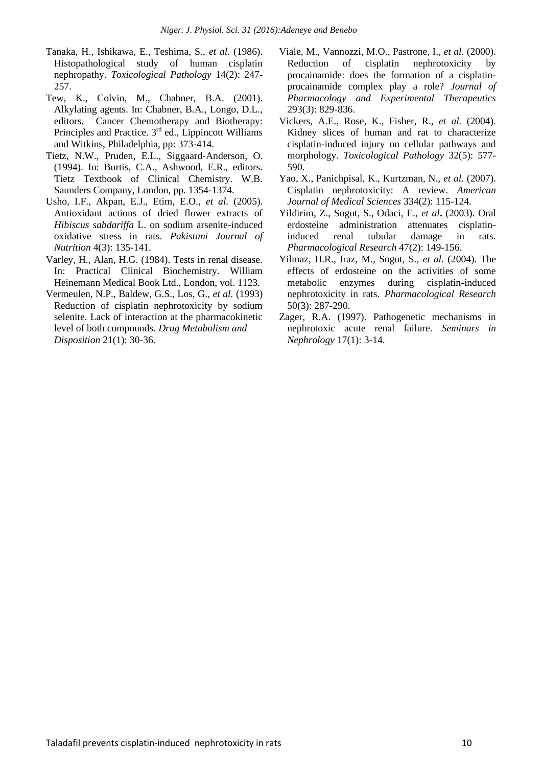Tanaka, H., Ishikawa, E., Teshima, S., *et al.* (1986). Histopathological study of human cisplatin nephropathy. *Toxicological Pathology* 14(2): 247-257.

Tew, K., Colvin, M., Chabner, B.A. (2001). Alkylating agents. In: Chabner, B.A., Longo, D.L., editors. Cancer Chemotherapy and Biotherapy: Principles and Practice. 3rd ed., Lippincott Williams and Witkins, Philadelphia, pp: 373-414.

Tietz, N.W., Pruden, E.L., Siggaard-Anderson, O. (1994). In: Burtis, C.A., Ashwood, E.R., editors. Tietz Textbook of Clinical Chemistry. W.B. Saunders Company, London, pp. 1354-1374.

Usho, I.F., Akpan, E.J., Etim, E.O., *et al.* (2005). Antioxidant actions of dried flower extracts of *Hibiscus sabdariffa* L. on sodium arsenite-induced oxidative stress in rats. *Pakistani Journal of Nutrition* 4(3): 135-141.

Varley, H., Alan, H.G. (1984). Tests in renal disease. In: Practical Clinical Biochemistry. William Heinemann Medical Book Ltd., London, vol. 1123.

Vermeulen, N.P., Baldew, G.S., Los, G., *et al.* (1993) Reduction of cisplatin nephrotoxicity by sodium selenite. Lack of interaction at the pharmacokinetic level of both compounds. *Drug Metabolism and Disposition* 21(1): 30-36.

Viale, M., Vannozzi, M.O., Pastrone, I., *et al.* (2000). Reduction of cisplatin nephrotoxicity by procainamide: does the formation of a cisplatin-procainamide complex play a role? *Journal of Pharmacology and Experimental Therapeutics* 293(3): 829-836.

Vickers, A.E., Rose, K., Fisher, R., *et al.* (2004). Kidney slices of human and rat to characterize cisplatin-induced injury on cellular pathways and morphology. *Toxicological Pathology* 32(5): 577-590.

Yao, X., Panichpisal, K., Kurtzman, N., *et al.* (2007). Cisplatin nephrotoxicity: A review. *American Journal of Medical Sciences* 334(2): 115-124.

Yildirim, Z., Sogut, S., Odaci, E., *et al***.** (2003). Oral erdosteine administration attenuates cisplatin-induced renal tubular damage in rats. *Pharmacological Research* 47(2): 149-156.

Yilmaz, H.R., Iraz, M., Sogut, S., *et al.* (2004). The effects of erdosteine on the activities of some metabolic enzymes during cisplatin-induced nephrotoxicity in rats. *Pharmacological Research* 50(3): 287-290.

Zager, R.A. (1997). Pathogenetic mechanisms in nephrotoxic acute renal failure. *Seminars in Nephrology* 17(1): 3-14.